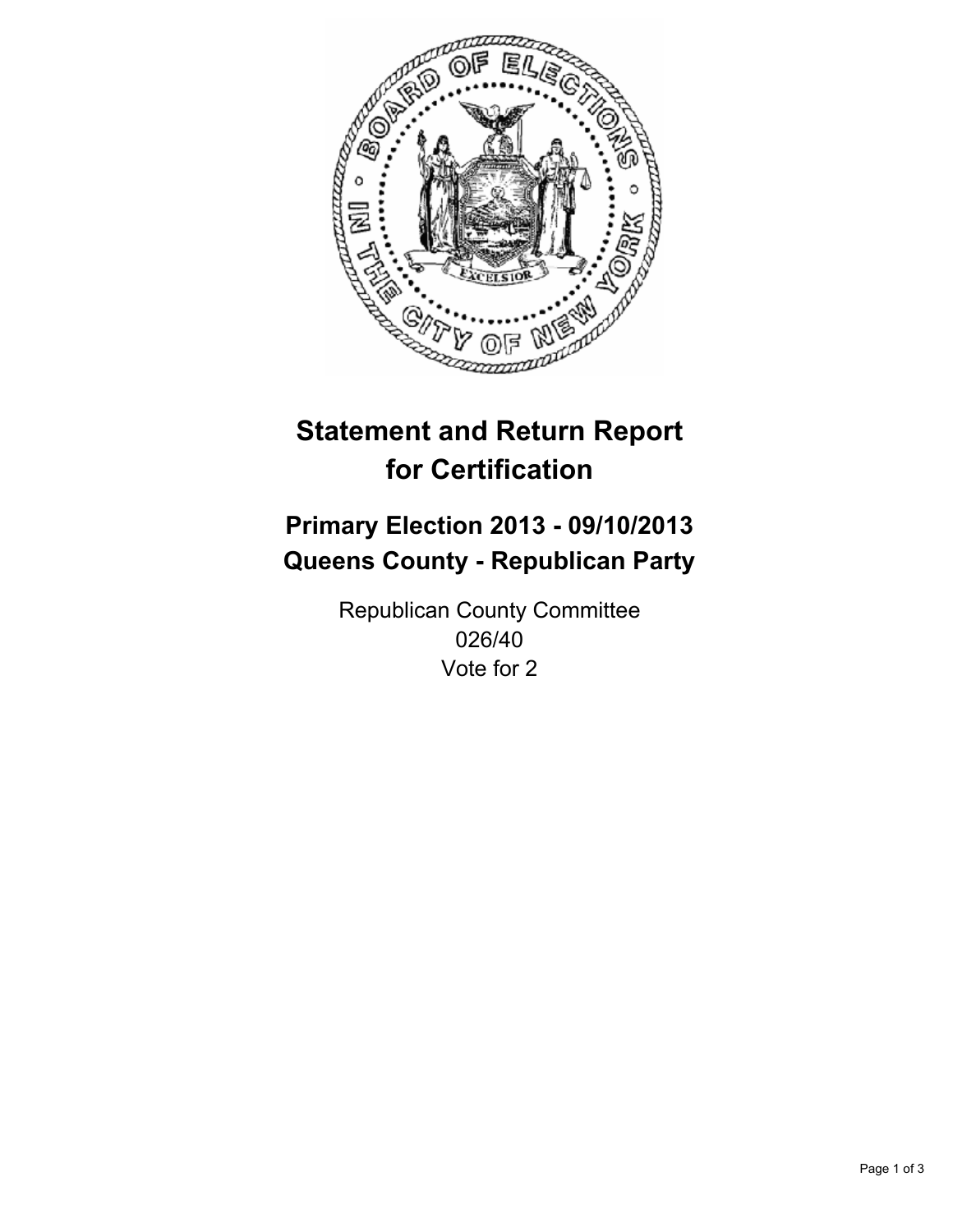# Statement and Return Report for Certification

## Primary Election 2013 - 09/10/2013
## Queens County - Republican Party

Republican County Committee
026/40
Vote for 2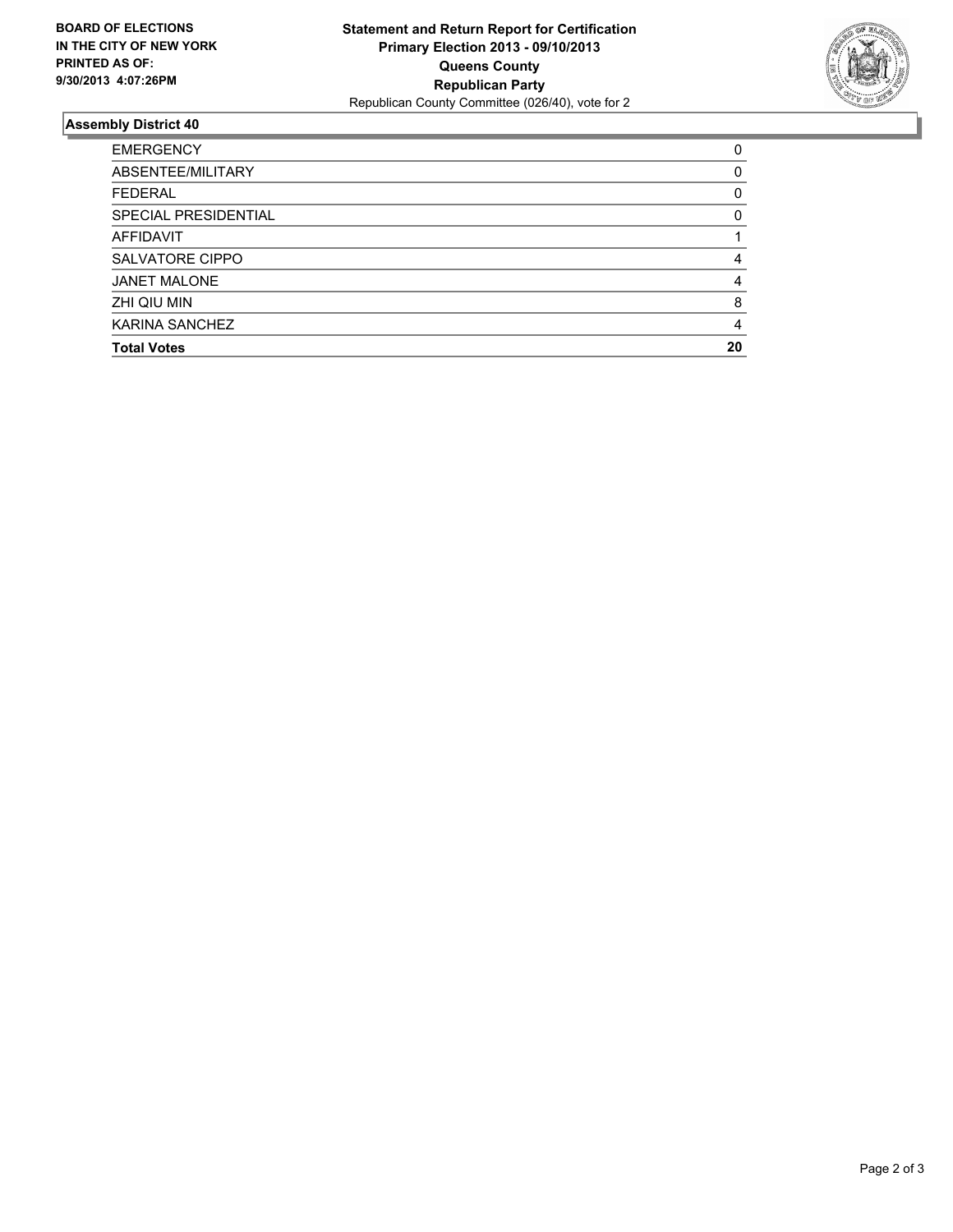**BOARD OF ELECTIONS**
**IN THE CITY OF NEW YORK**
**PRINTED AS OF:**
**9/30/2013 4:07:26PM**

**Statement and Return Report for Certification**
**Primary Election 2013 - 09/10/2013**
**Queens County**
**Republican Party**
Republican County Committee (026/40), vote for 2

## Assembly District 40

| | |
|---|---|
| EMERGENCY | 0 |
| ABSENTEE/MILITARY | 0 |
| FEDERAL | 0 |
| SPECIAL PRESIDENTIAL | 0 |
| AFFIDAVIT | 1 |
| SALVATORE CIPPO | 4 |
| JANET MALONE | 4 |
| ZHI QIU MIN | 8 |
| KARINA SANCHEZ | 4 |
| **Total Votes** | **20** |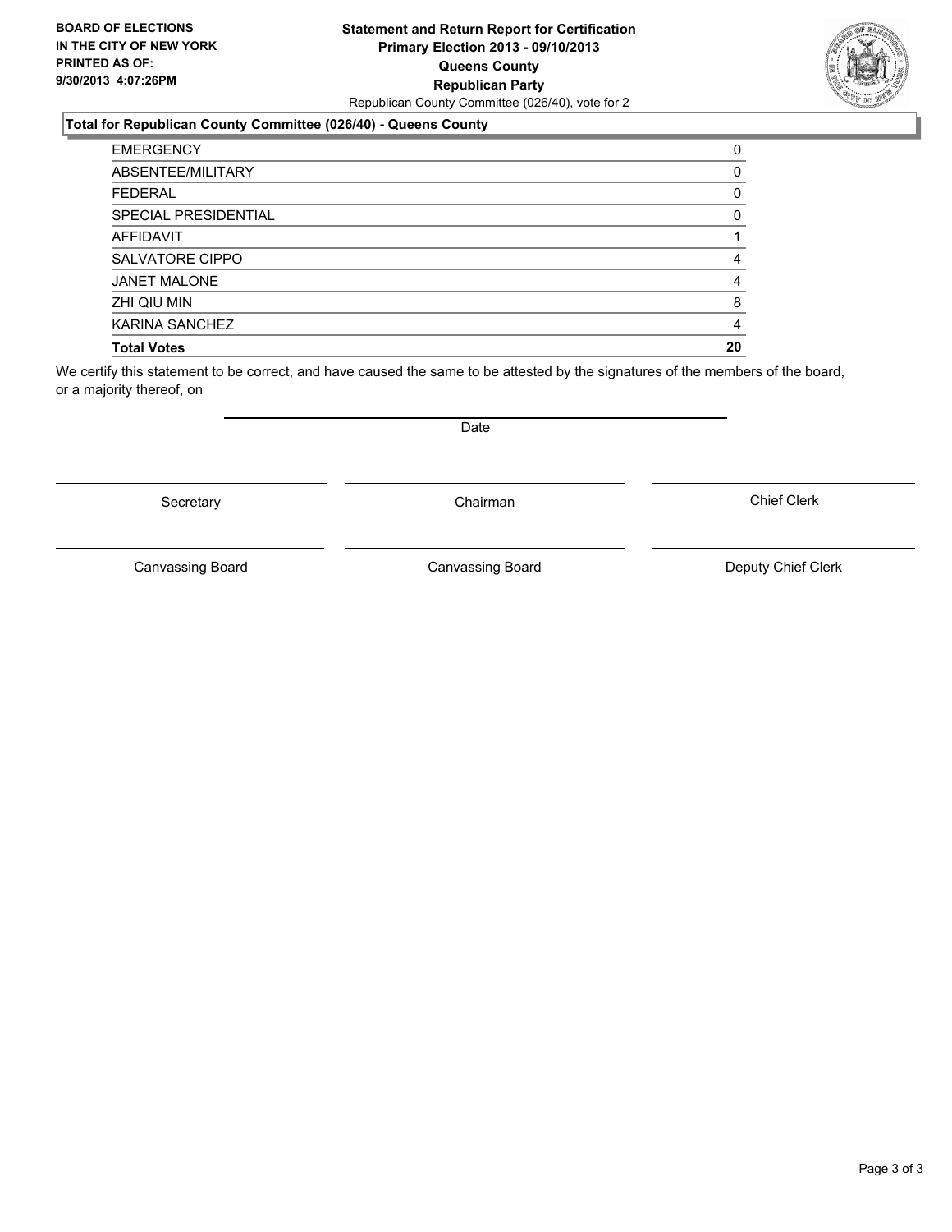**BOARD OF ELECTIONS IN THE CITY OF NEW YORK PRINTED AS OF: 9/30/2013 4:07:26PM**

**Statement and Return Report for Certification**
**Primary Election 2013 - 09/10/2013**
**Queens County**
**Republican Party**
Republican County Committee (026/40), vote for 2

**Total for Republican County Committee (026/40) - Queens County**

| | |
|---|---|
| EMERGENCY | 0 |
| ABSENTEE/MILITARY | 0 |
| FEDERAL | 0 |
| SPECIAL PRESIDENTIAL | 0 |
| AFFIDAVIT | 1 |
| SALVATORE CIPPO | 4 |
| JANET MALONE | 4 |
| ZHI QIU MIN | 8 |
| KARINA SANCHEZ | 4 |
| **Total Votes** | **20** |

We certify this statement to be correct, and have caused the same to be attested by the signatures of the members of the board, or a majority thereof, on

Date

Secretary

Chairman

Chief Clerk

Canvassing Board

Canvassing Board

Deputy Chief Clerk